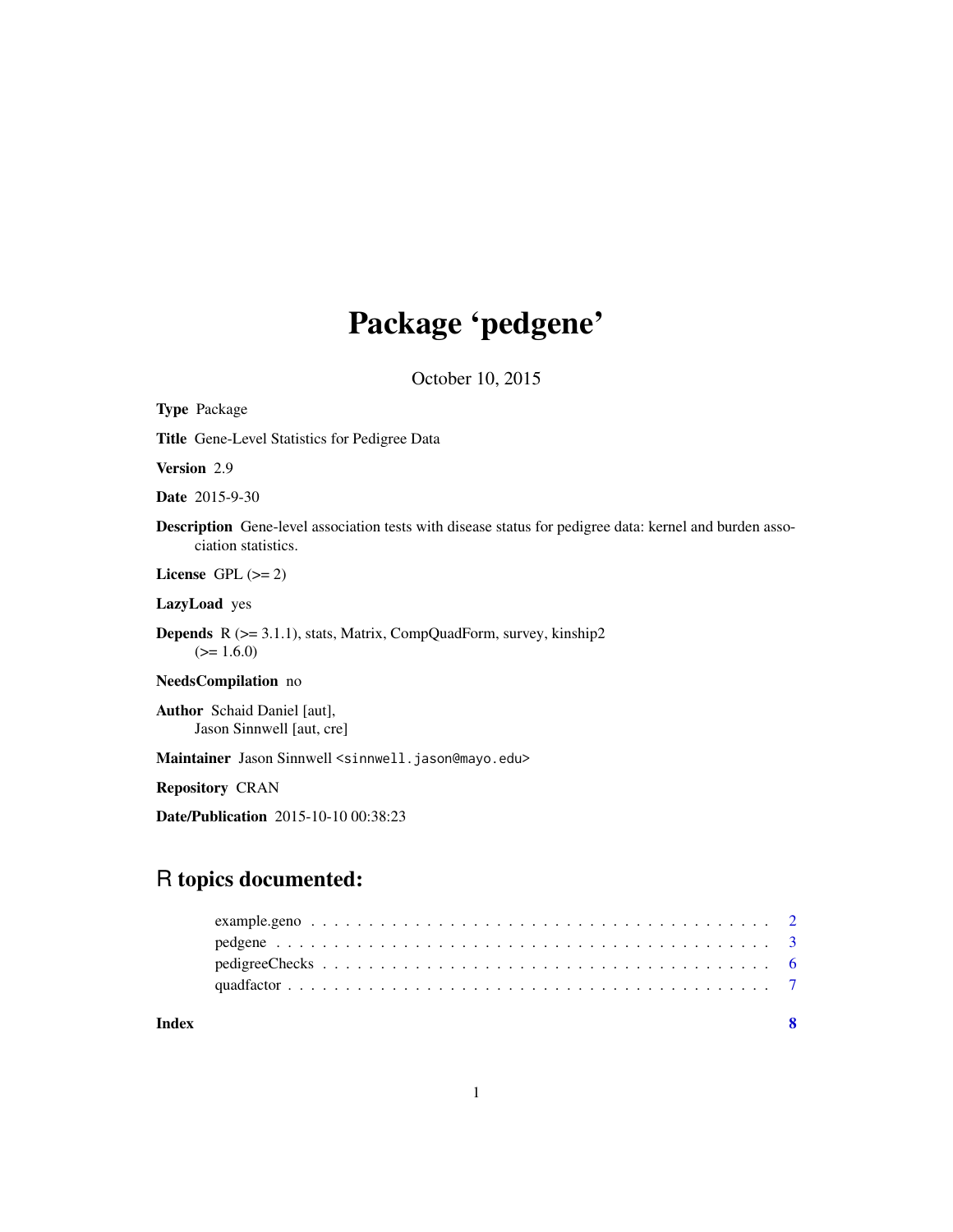# Package 'pedgene'

October 10, 2015

**Type** Package

**Title** Gene-Level Statistics for Pedigree Data

**Version** 2.9

**Date** 2015-9-30

**Description** Gene-level association tests with disease status for pedigree data: kernel and burden association statistics.

**License** GPL (>= 2)

**LazyLoad** yes

**Depends** R (>= 3.1.1), stats, Matrix, CompQuadForm, survey, kinship2 (>= 1.6.0)

**NeedsCompilation** no

**Author** Schaid Daniel [aut], Jason Sinnwell [aut, cre]

**Maintainer** Jason Sinnwell <sinnwell.jason@mayo.edu>

**Repository** CRAN

**Date/Publication** 2015-10-10 00:38:23

## R topics documented:

| | |
|---|---|
| example.geno | 2 |
| pedgene | 3 |
| pedigreeChecks | 6 |
| quadfactor | 7 |
| **Index** | **8** |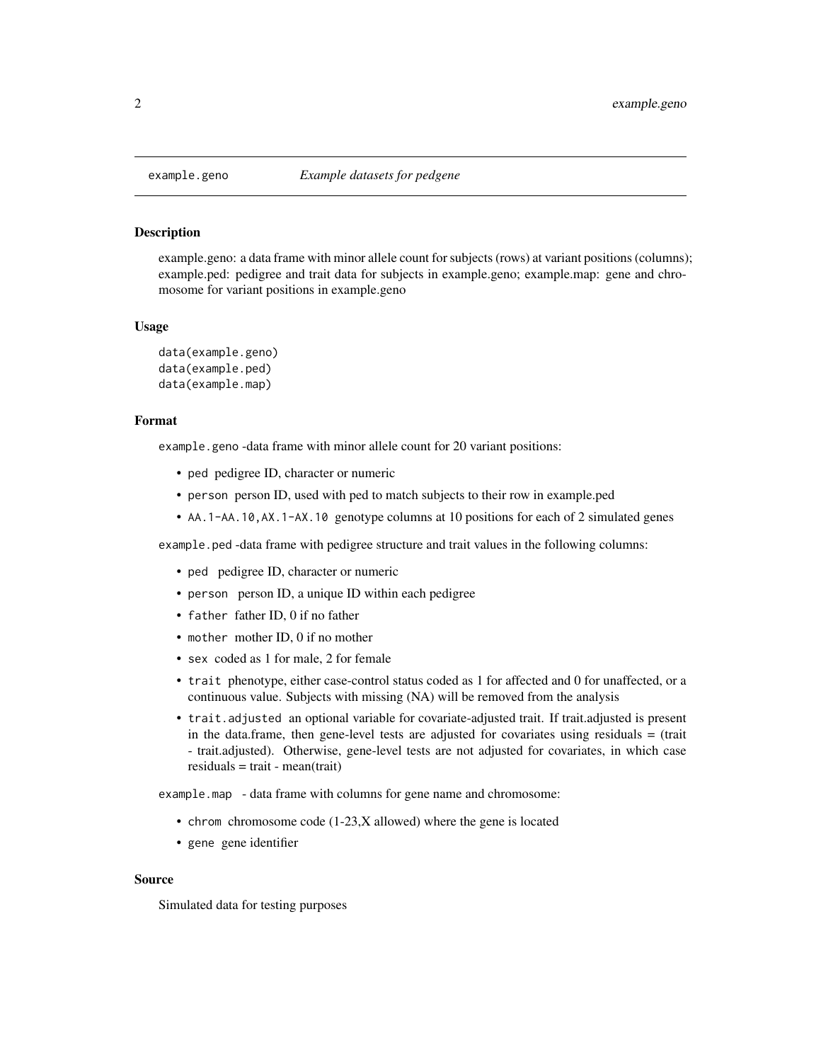# example.geno — *Example datasets for pedgene*

## Description

example.geno: a data frame with minor allele count for subjects (rows) at variant positions (columns); example.ped: pedigree and trait data for subjects in example.geno; example.map: gene and chromosome for variant positions in example.geno

## Usage

```
data(example.geno)
data(example.ped)
data(example.map)
```

## Format

`example.geno` -data frame with minor allele count for 20 variant positions:

- `ped` pedigree ID, character or numeric
- `person` person ID, used with ped to match subjects to their row in example.ped
- `AA.1-AA.10,AX.1-AX.10` genotype columns at 10 positions for each of 2 simulated genes

`example.ped` -data frame with pedigree structure and trait values in the following columns:

- `ped` pedigree ID, character or numeric
- `person` person ID, a unique ID within each pedigree
- `father` father ID, 0 if no father
- `mother` mother ID, 0 if no mother
- `sex` coded as 1 for male, 2 for female
- `trait` phenotype, either case-control status coded as 1 for affected and 0 for unaffected, or a continuous value. Subjects with missing (NA) will be removed from the analysis
- `trait.adjusted` an optional variable for covariate-adjusted trait. If trait.adjusted is present in the data.frame, then gene-level tests are adjusted for covariates using residuals = (trait - trait.adjusted). Otherwise, gene-level tests are not adjusted for covariates, in which case residuals = trait - mean(trait)

`example.map` - data frame with columns for gene name and chromosome:

- `chrom` chromosome code (1-23,X allowed) where the gene is located
- `gene` gene identifier

## Source

Simulated data for testing purposes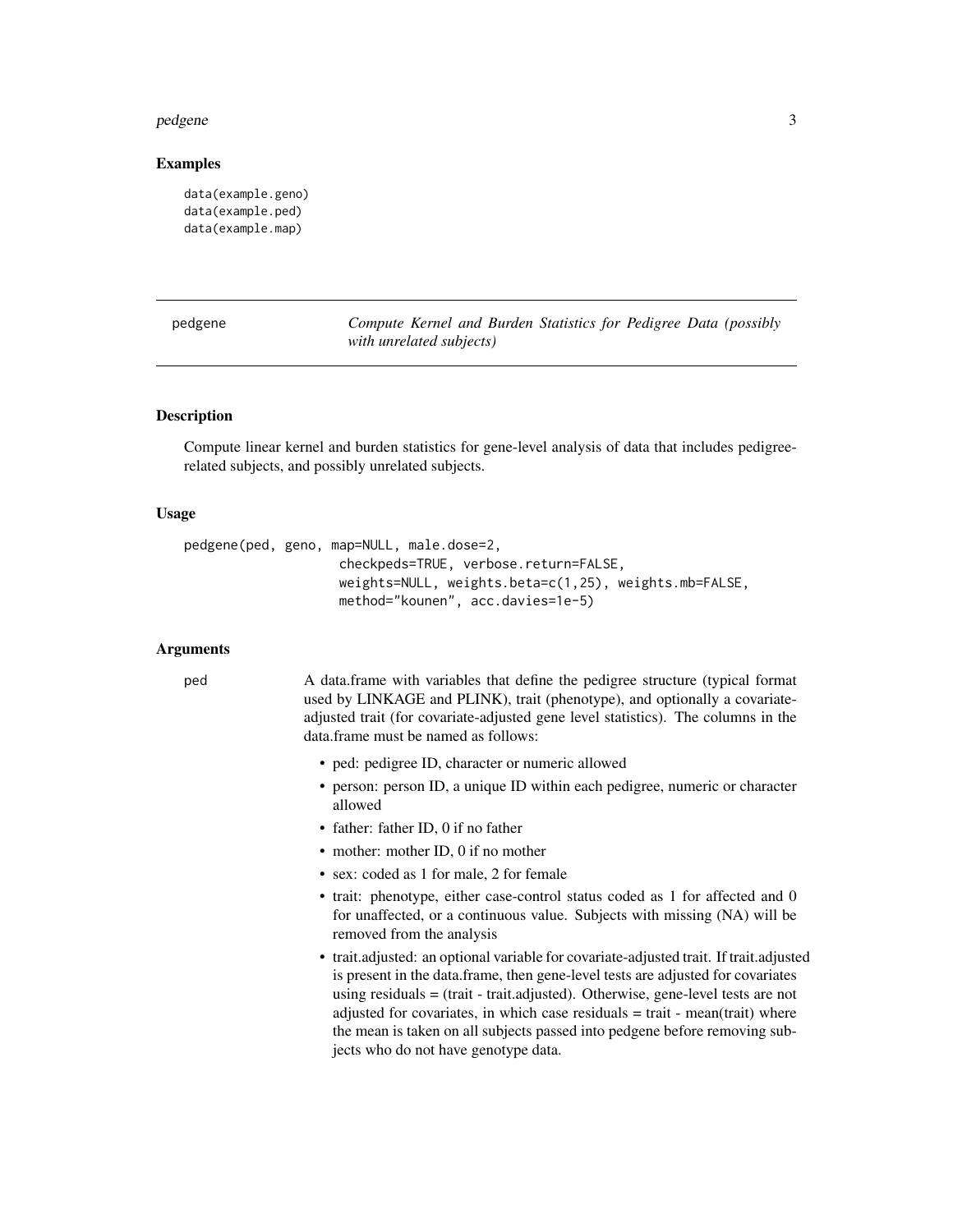### Examples

```
data(example.geno)
data(example.ped)
data(example.map)
```

---

## pedgene — *Compute Kernel and Burden Statistics for Pedigree Data (possibly with unrelated subjects)*

---

### Description

Compute linear kernel and burden statistics for gene-level analysis of data that includes pedigree-related subjects, and possibly unrelated subjects.

### Usage

```
pedgene(ped, geno, map=NULL, male.dose=2,
                    checkpeds=TRUE, verbose.return=FALSE,
                    weights=NULL, weights.beta=c(1,25), weights.mb=FALSE,
                    method="kounen", acc.davies=1e-5)
```

### Arguments

**ped** A data.frame with variables that define the pedigree structure (typical format used by LINKAGE and PLINK), trait (phenotype), and optionally a covariate-adjusted trait (for covariate-adjusted gene level statistics). The columns in the data.frame must be named as follows:

- ped: pedigree ID, character or numeric allowed
- person: person ID, a unique ID within each pedigree, numeric or character allowed
- father: father ID, 0 if no father
- mother: mother ID, 0 if no mother
- sex: coded as 1 for male, 2 for female
- trait: phenotype, either case-control status coded as 1 for affected and 0 for unaffected, or a continuous value. Subjects with missing (NA) will be removed from the analysis
- trait.adjusted: an optional variable for covariate-adjusted trait. If trait.adjusted is present in the data.frame, then gene-level tests are adjusted for covariates using residuals = (trait - trait.adjusted). Otherwise, gene-level tests are not adjusted for covariates, in which case residuals = trait - mean(trait) where the mean is taken on all subjects passed into pedgene before removing subjects who do not have genotype data.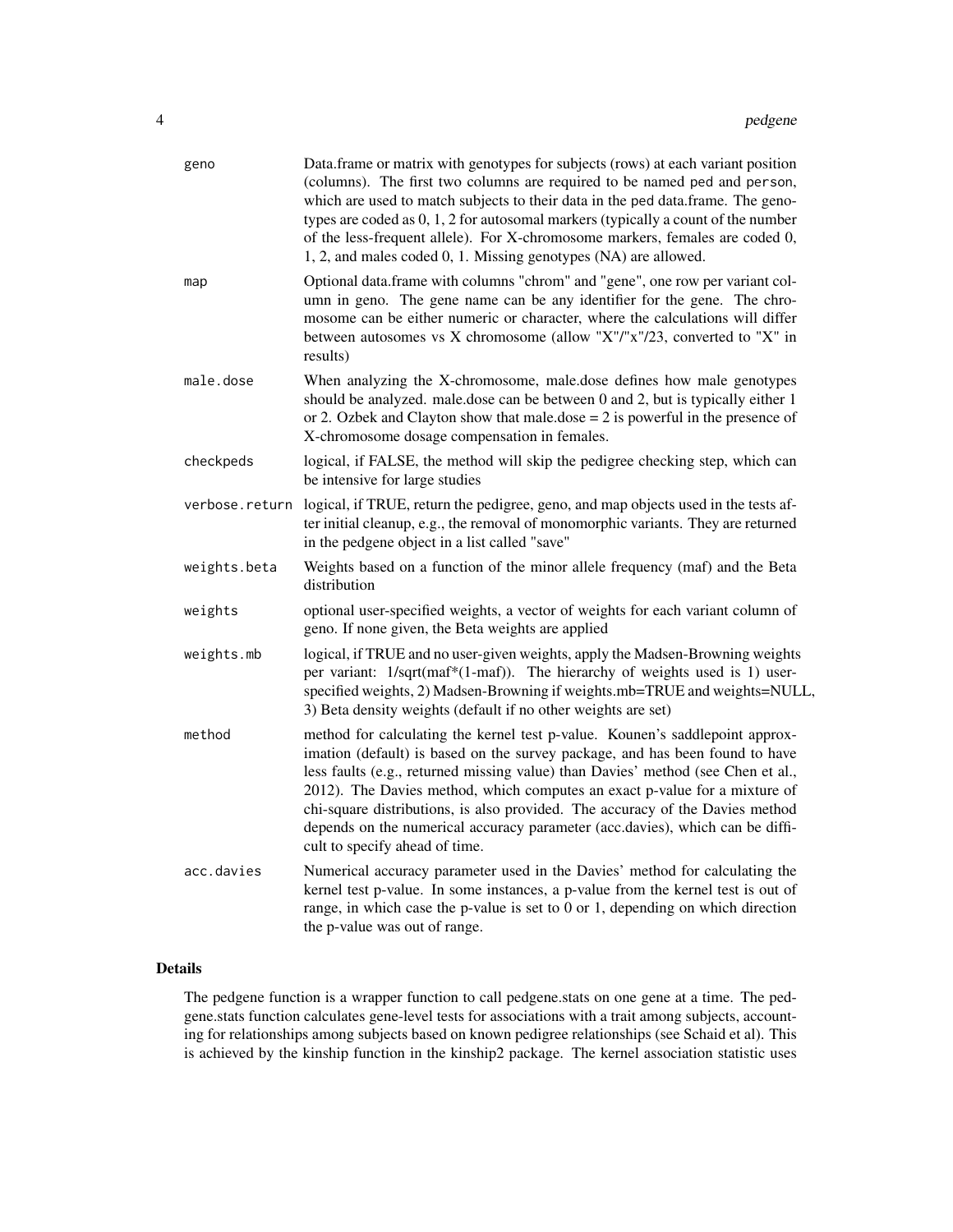| | |
|---|---|
| geno | Data.frame or matrix with genotypes for subjects (rows) at each variant position (columns). The first two columns are required to be named ped and person, which are used to match subjects to their data in the ped data.frame. The genotypes are coded as 0, 1, 2 for autosomal markers (typically a count of the number of the less-frequent allele). For X-chromosome markers, females are coded 0, 1, 2, and males coded 0, 1. Missing genotypes (NA) are allowed. |
| map | Optional data.frame with columns "chrom" and "gene", one row per variant column in geno. The gene name can be any identifier for the gene. The chromosome can be either numeric or character, where the calculations will differ between autosomes vs X chromosome (allow "X"/"x"/23, converted to "X" in results) |
| male.dose | When analyzing the X-chromosome, male.dose defines how male genotypes should be analyzed. male.dose can be between 0 and 2, but is typically either 1 or 2. Ozbek and Clayton show that male.dose = 2 is powerful in the presence of X-chromosome dosage compensation in females. |
| checkpeds | logical, if FALSE, the method will skip the pedigree checking step, which can be intensive for large studies |
| verbose.return | logical, if TRUE, return the pedigree, geno, and map objects used in the tests after initial cleanup, e.g., the removal of monomorphic variants. They are returned in the pedgene object in a list called "save" |
| weights.beta | Weights based on a function of the minor allele frequency (maf) and the Beta distribution |
| weights | optional user-specified weights, a vector of weights for each variant column of geno. If none given, the Beta weights are applied |
| weights.mb | logical, if TRUE and no user-given weights, apply the Madsen-Browning weights per variant: 1/sqrt(maf*(1-maf)). The hierarchy of weights used is 1) user-specified weights, 2) Madsen-Browning if weights.mb=TRUE and weights=NULL, 3) Beta density weights (default if no other weights are set) |
| method | method for calculating the kernel test p-value. Kounen's saddlepoint approximation (default) is based on the survey package, and has been found to have less faults (e.g., returned missing value) than Davies' method (see Chen et al., 2012). The Davies method, which computes an exact p-value for a mixture of chi-square distributions, is also provided. The accuracy of the Davies method depends on the numerical accuracy parameter (acc.davies), which can be difficult to specify ahead of time. |
| acc.davies | Numerical accuracy parameter used in the Davies' method for calculating the kernel test p-value. In some instances, a p-value from the kernel test is out of range, in which case the p-value is set to 0 or 1, depending on which direction the p-value was out of range. |

## Details

The pedgene function is a wrapper function to call pedgene.stats on one gene at a time. The pedgene.stats function calculates gene-level tests for associations with a trait among subjects, accounting for relationships among subjects based on known pedigree relationships (see Schaid et al). This is achieved by the kinship function in the kinship2 package. The kernel association statistic uses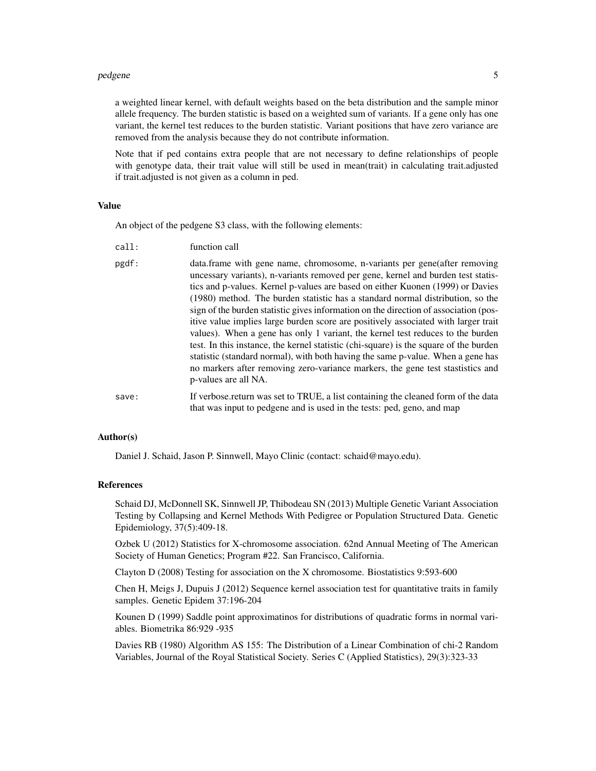a weighted linear kernel, with default weights based on the beta distribution and the sample minor allele frequency. The burden statistic is based on a weighted sum of variants. If a gene only has one variant, the kernel test reduces to the burden statistic. Variant positions that have zero variance are removed from the analysis because they do not contribute information.

Note that if ped contains extra people that are not necessary to define relationships of people with genotype data, their trait value will still be used in mean(trait) in calculating trait.adjusted if trait.adjusted is not given as a column in ped.

### Value

An object of the pedgene S3 class, with the following elements:

- `call:` function call
- `pgdf:` data.frame with gene name, chromosome, n-variants per gene(after removing uncessary variants), n-variants removed per gene, kernel and burden test statistics and p-values. Kernel p-values are based on either Kuonen (1999) or Davies (1980) method. The burden statistic has a standard normal distribution, so the sign of the burden statistic gives information on the direction of association (positive value implies large burden score are positively associated with larger trait values). When a gene has only 1 variant, the kernel test reduces to the burden test. In this instance, the kernel statistic (chi-square) is the square of the burden statistic (standard normal), with both having the same p-value. When a gene has no markers after removing zero-variance markers, the gene test stastistics and p-values are all NA.
- `save:` If verbose.return was set to TRUE, a list containing the cleaned form of the data that was input to pedgene and is used in the tests: ped, geno, and map

### Author(s)

Daniel J. Schaid, Jason P. Sinnwell, Mayo Clinic (contact: schaid@mayo.edu).

### References

Schaid DJ, McDonnell SK, Sinnwell JP, Thibodeau SN (2013) Multiple Genetic Variant Association Testing by Collapsing and Kernel Methods With Pedigree or Population Structured Data. Genetic Epidemiology, 37(5):409-18.

Ozbek U (2012) Statistics for X-chromosome association. 62nd Annual Meeting of The American Society of Human Genetics; Program #22. San Francisco, California.

Clayton D (2008) Testing for association on the X chromosome. Biostatistics 9:593-600

Chen H, Meigs J, Dupuis J (2012) Sequence kernel association test for quantitative traits in family samples. Genetic Epidem 37:196-204

Kounen D (1999) Saddle point approximatinos for distributions of quadratic forms in normal variables. Biometrika 86:929 -935

Davies RB (1980) Algorithm AS 155: The Distribution of a Linear Combination of chi-2 Random Variables, Journal of the Royal Statistical Society. Series C (Applied Statistics), 29(3):323-33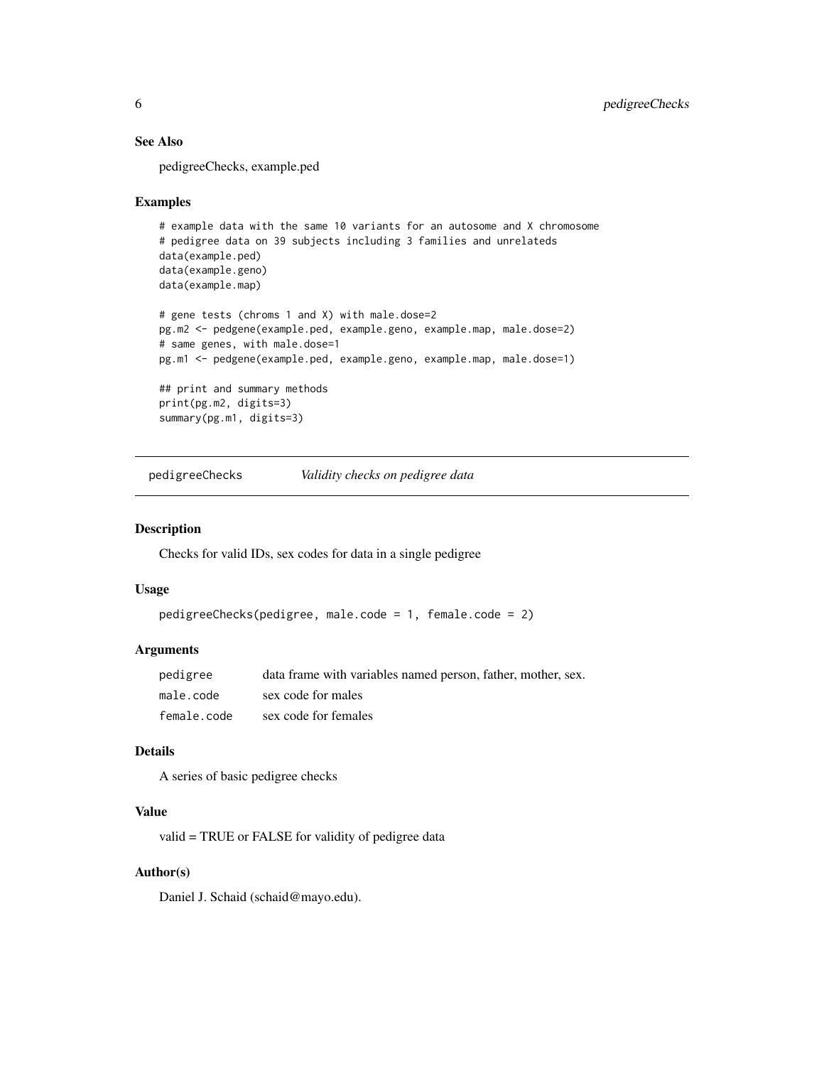### See Also

pedigreeChecks, example.ped

### Examples

```
# example data with the same 10 variants for an autosome and X chromosome
# pedigree data on 39 subjects including 3 families and unrelateds
data(example.ped)
data(example.geno)
data(example.map)

# gene tests (chroms 1 and X) with male.dose=2
pg.m2 <- pedgene(example.ped, example.geno, example.map, male.dose=2)
# same genes, with male.dose=1
pg.m1 <- pedgene(example.ped, example.geno, example.map, male.dose=1)

## print and summary methods
print(pg.m2, digits=3)
summary(pg.m1, digits=3)
```

---

## pedigreeChecks — *Validity checks on pedigree data*

### Description

Checks for valid IDs, sex codes for data in a single pedigree

### Usage

```
pedigreeChecks(pedigree, male.code = 1, female.code = 2)
```

### Arguments

| | |
|---|---|
| pedigree | data frame with variables named person, father, mother, sex. |
| male.code | sex code for males |
| female.code | sex code for females |

### Details

A series of basic pedigree checks

### Value

valid = TRUE or FALSE for validity of pedigree data

### Author(s)

Daniel J. Schaid (schaid@mayo.edu).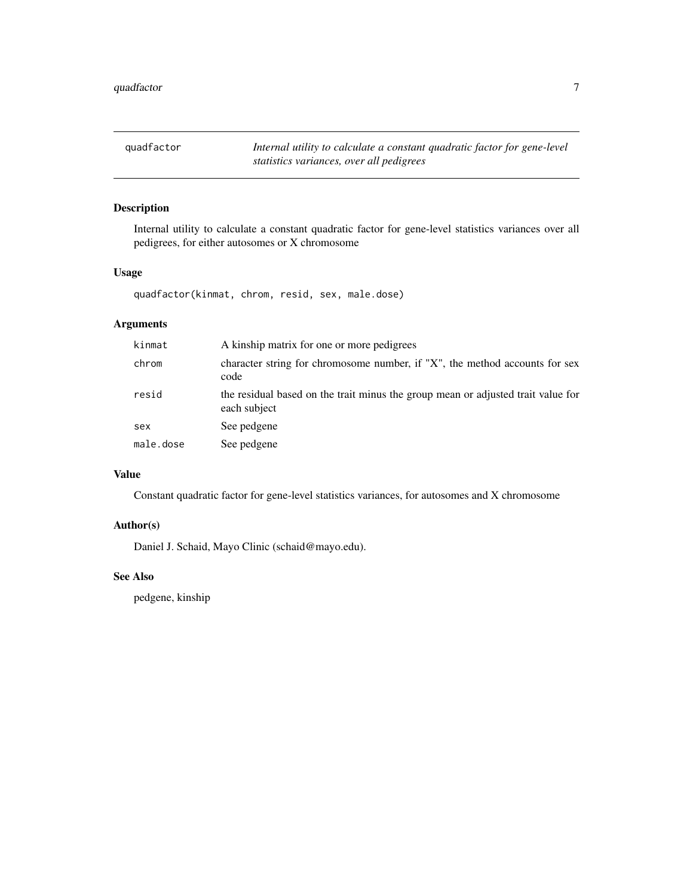# quadfactor — *Internal utility to calculate a constant quadratic factor for gene-level statistics variances, over all pedigrees*

## Description

Internal utility to calculate a constant quadratic factor for gene-level statistics variances over all pedigrees, for either autosomes or X chromosome

## Usage

```
quadfactor(kinmat, chrom, resid, sex, male.dose)
```

## Arguments

| | |
|---|---|
| `kinmat` | A kinship matrix for one or more pedigrees |
| `chrom` | character string for chromosome number, if "X", the method accounts for sex code |
| `resid` | the residual based on the trait minus the group mean or adjusted trait value for each subject |
| `sex` | See pedgene |
| `male.dose` | See pedgene |

## Value

Constant quadratic factor for gene-level statistics variances, for autosomes and X chromosome

## Author(s)

Daniel J. Schaid, Mayo Clinic (schaid@mayo.edu).

## See Also

pedgene, kinship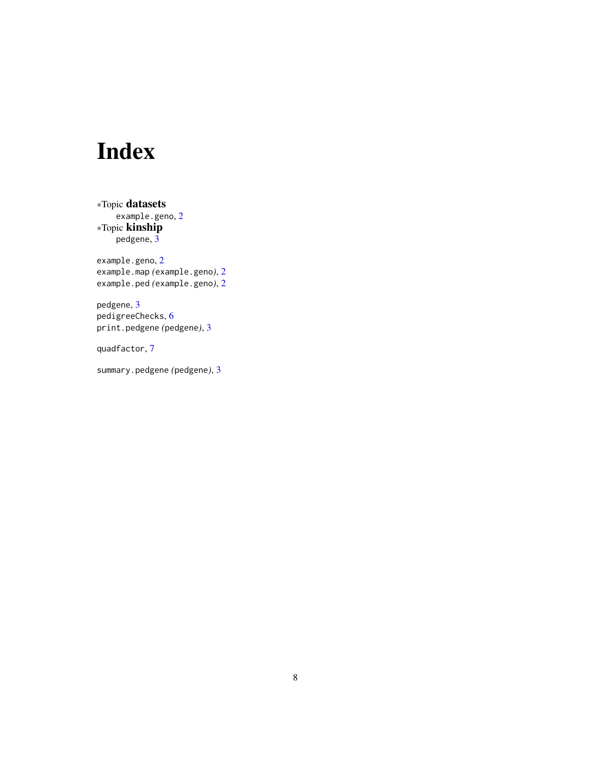# Index

*Topic **datasets**
    example.geno, 2
*Topic **kinship**
    pedgene, 3

example.geno, 2
example.map *(*example.geno*)*, 2
example.ped *(*example.geno*)*, 2

pedgene, 3
pedigreeChecks, 6
print.pedgene *(*pedgene*)*, 3

quadfactor, 7

summary.pedgene *(*pedgene*)*, 3